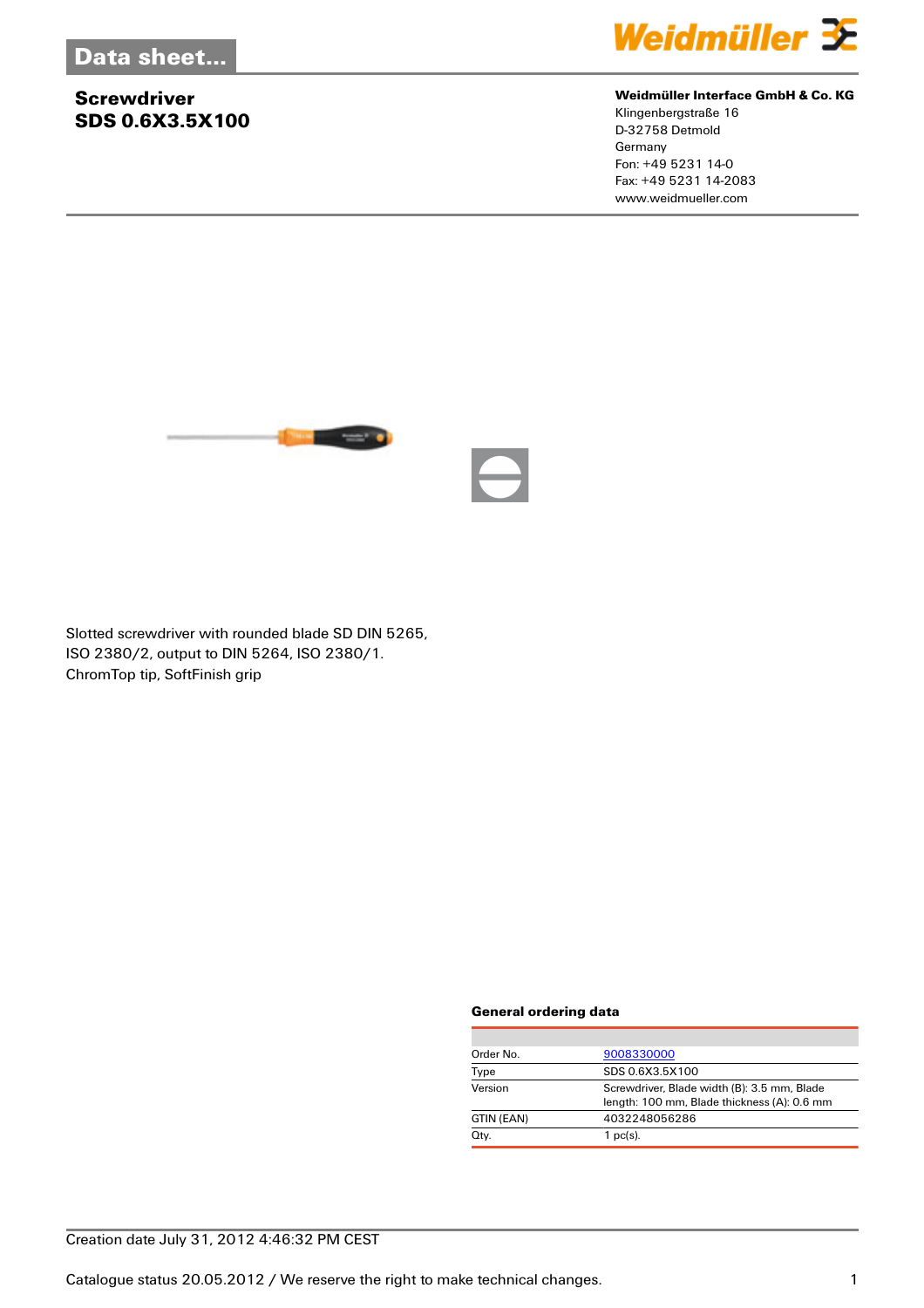Data sheet...

# Screwdriver
## SDS 0.6X3.5X100

**Weidmüller Interface GmbH & Co. KG**
Klingenbergstraße 16
D-32758 Detmold
Germany
Fon: +49 5231 14-0
Fax: +49 5231 14-2083
www.weidmueller.com

Slotted screwdriver with rounded blade SD DIN 5265, ISO 2380/2, output to DIN 5264, ISO 2380/1.
ChromTop tip, SoftFinish grip

### General ordering data

| | |
|---|---|
| Order No. | 9008330000 |
| Type | SDS 0.6X3.5X100 |
| Version | Screwdriver, Blade width (B): 3.5 mm, Blade length: 100 mm, Blade thickness (A): 0.6 mm |
| GTIN (EAN) | 4032248056286 |
| Qty. | 1 pc(s). |

Creation date July 31, 2012 4:46:32 PM CEST

Catalogue status 20.05.2012 / We reserve the right to make technical changes.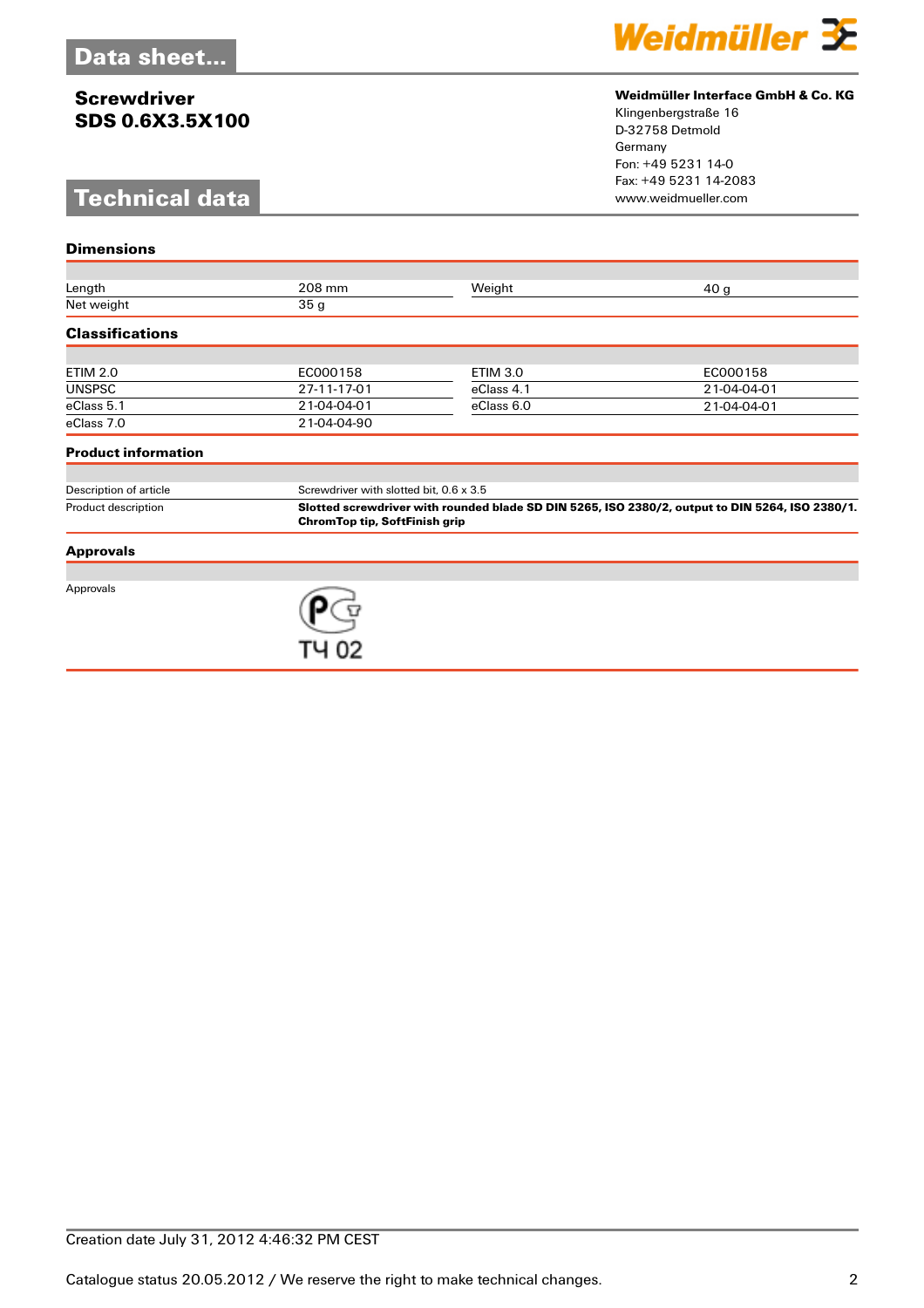# Data sheet...

**Screwdriver**
**SDS 0.6X3.5X100**

**Weidmüller Interface GmbH & Co. KG**
Klingenbergstraße 16
D-32758 Detmold
Germany
Fon: +49 5231 14-0
Fax: +49 5231 14-2083
www.weidmueller.com

## Technical data

### Dimensions

| | | | |
|---|---|---|---|
| Length | 208 mm | Weight | 40 g |
| Net weight | 35 g | | |

### Classifications

| | | | |
|---|---|---|---|
| ETIM 2.0 | EC000158 | ETIM 3.0 | EC000158 |
| UNSPSC | 27-11-17-01 | eClass 4.1 | 21-04-04-01 |
| eClass 5.1 | 21-04-04-01 | eClass 6.0 | 21-04-04-01 |
| eClass 7.0 | 21-04-04-90 | | |

### Product information

| | |
|---|---|
| Description of article | Screwdriver with slotted bit, 0.6 x 3.5 |
| Product description | **Slotted screwdriver with rounded blade SD DIN 5265, ISO 2380/2, output to DIN 5264, ISO 2380/1. ChromTop tip, SoftFinish grip** |

### Approvals

Approvals

ТЧ 02

Creation date July 31, 2012 4:46:32 PM CEST

Catalogue status 20.05.2012 / We reserve the right to make technical changes.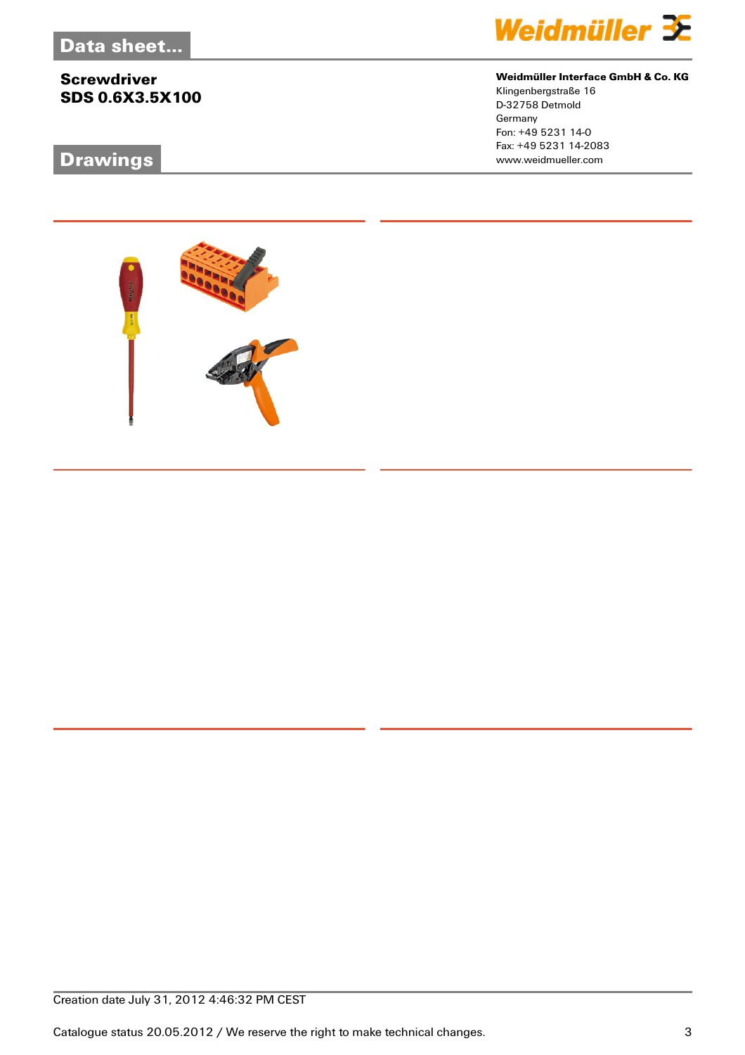## Data sheet...

**Screwdriver**
**SDS 0.6X3.5X100**

**Weidmüller Interface GmbH & Co. KG**
Klingenbergstraße 16
D-32758 Detmold
Germany
Fon: +49 5231 14-0
Fax: +49 5231 14-2083
www.weidmueller.com

## Drawings

Creation date July 31, 2012 4:46:32 PM CEST

Catalogue status 20.05.2012 / We reserve the right to make technical changes.